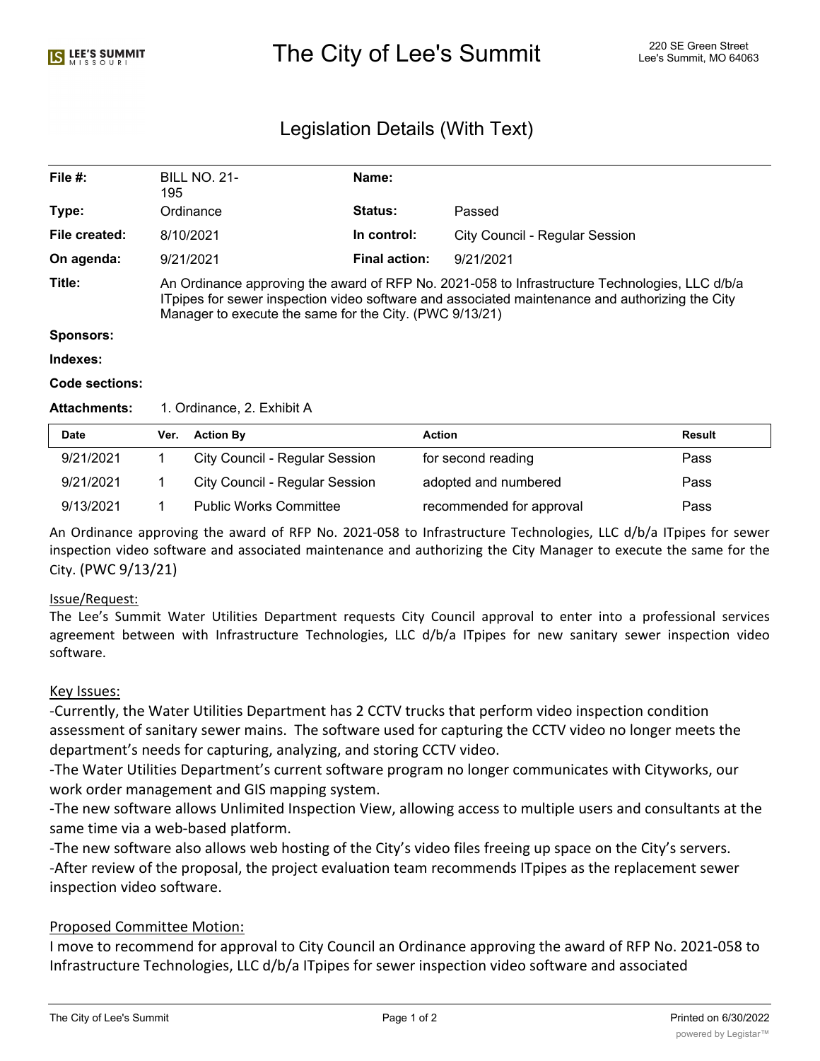# The City of Lee's Summit

220 SE Green Street
Lee's Summit, MO 64063

## Legislation Details (With Text)

| | | | |
|---|---|---|---|
| **File #:** | BILL NO. 21-195 | **Name:** | |
| **Type:** | Ordinance | **Status:** | Passed |
| **File created:** | 8/10/2021 | **In control:** | City Council - Regular Session |
| **On agenda:** | 9/21/2021 | **Final action:** | 9/21/2021 |

**Title:** An Ordinance approving the award of RFP No. 2021-058 to Infrastructure Technologies, LLC d/b/a ITpipes for sewer inspection video software and associated maintenance and authorizing the City Manager to execute the same for the City. (PWC 9/13/21)

**Sponsors:**

**Indexes:**

**Code sections:**

**Attachments:** 1. Ordinance, 2. Exhibit A

| Date | Ver. | Action By | Action | Result |
|---|---|---|---|---|
| 9/21/2021 | 1 | City Council - Regular Session | for second reading | Pass |
| 9/21/2021 | 1 | City Council - Regular Session | adopted and numbered | Pass |
| 9/13/2021 | 1 | Public Works Committee | recommended for approval | Pass |

An Ordinance approving the award of RFP No. 2021-058 to Infrastructure Technologies, LLC d/b/a ITpipes for sewer inspection video software and associated maintenance and authorizing the City Manager to execute the same for the City. (PWC 9/13/21)

Issue/Request:

The Lee's Summit Water Utilities Department requests City Council approval to enter into a professional services agreement between with Infrastructure Technologies, LLC d/b/a ITpipes for new sanitary sewer inspection video software.

Key Issues:

-Currently, the Water Utilities Department has 2 CCTV trucks that perform video inspection condition assessment of sanitary sewer mains. The software used for capturing the CCTV video no longer meets the department's needs for capturing, analyzing, and storing CCTV video.

-The Water Utilities Department's current software program no longer communicates with Cityworks, our work order management and GIS mapping system.

-The new software allows Unlimited Inspection View, allowing access to multiple users and consultants at the same time via a web-based platform.

-The new software also allows web hosting of the City's video files freeing up space on the City's servers.

-After review of the proposal, the project evaluation team recommends ITpipes as the replacement sewer inspection video software.

Proposed Committee Motion:

I move to recommend for approval to City Council an Ordinance approving the award of RFP No. 2021-058 to Infrastructure Technologies, LLC d/b/a ITpipes for sewer inspection video software and associated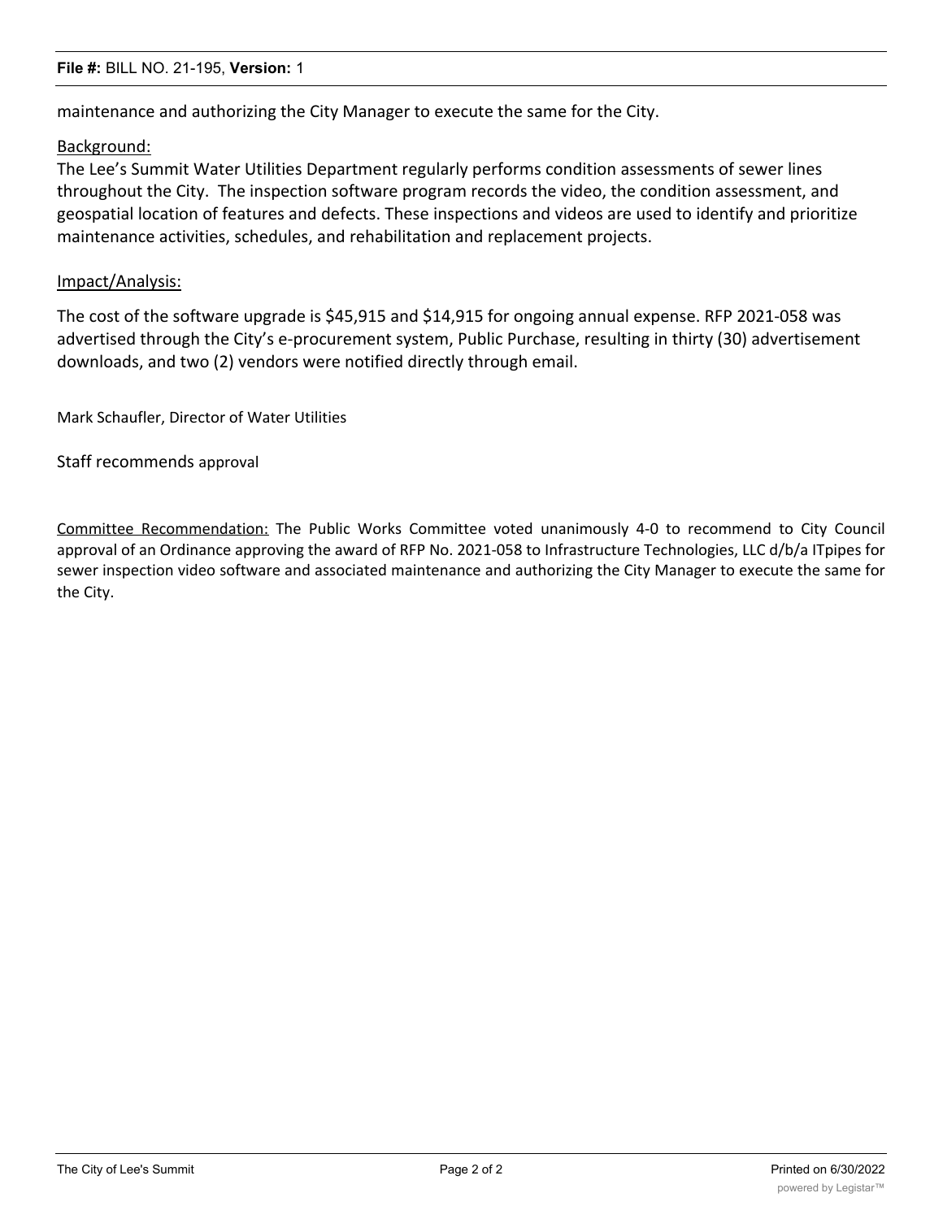maintenance and authorizing the City Manager to execute the same for the City.

Background:

The Lee's Summit Water Utilities Department regularly performs condition assessments of sewer lines throughout the City. The inspection software program records the video, the condition assessment, and geospatial location of features and defects. These inspections and videos are used to identify and prioritize maintenance activities, schedules, and rehabilitation and replacement projects.

Impact/Analysis:

The cost of the software upgrade is $45,915 and $14,915 for ongoing annual expense. RFP 2021-058 was advertised through the City's e-procurement system, Public Purchase, resulting in thirty (30) advertisement downloads, and two (2) vendors were notified directly through email.

Mark Schaufler, Director of Water Utilities

Staff recommends approval

Committee Recommendation: The Public Works Committee voted unanimously 4-0 to recommend to City Council approval of an Ordinance approving the award of RFP No. 2021-058 to Infrastructure Technologies, LLC d/b/a ITpipes for sewer inspection video software and associated maintenance and authorizing the City Manager to execute the same for the City.